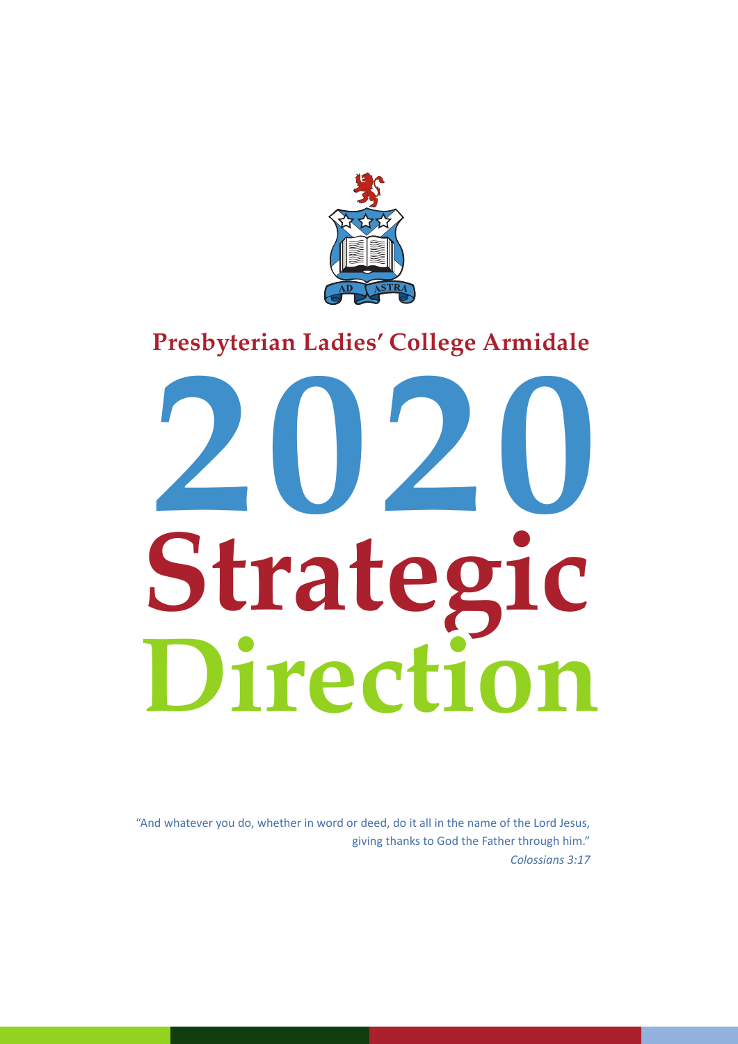AD ASTRA

**Presbyterian Ladies' College Armidale**

# 2020 Strategic Direction

"And whatever you do, whether in word or deed, do it all in the name of the Lord Jesus, giving thanks to God the Father through him."
*Colossians 3:17*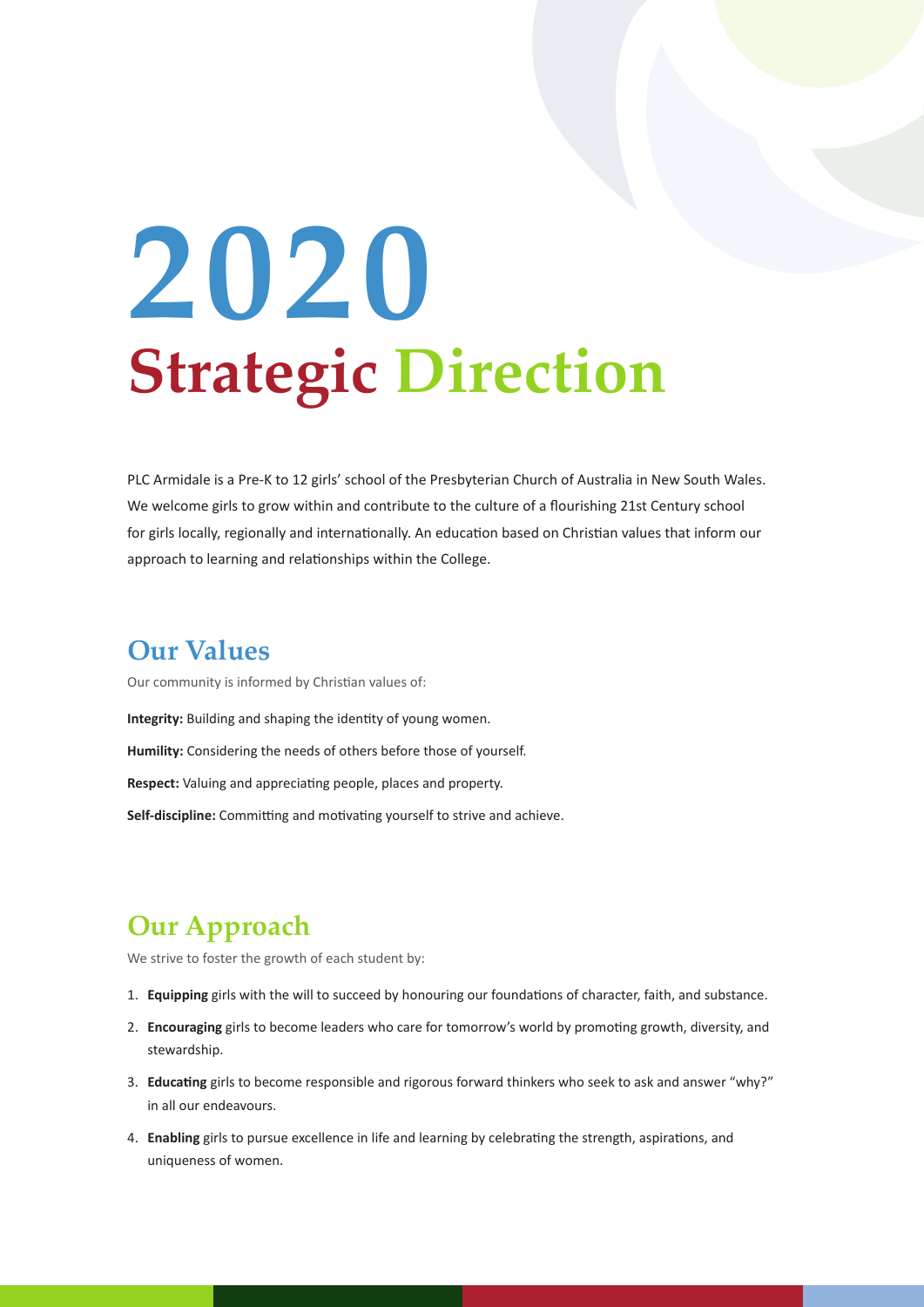# 2020 Strategic Direction

PLC Armidale is a Pre-K to 12 girls' school of the Presbyterian Church of Australia in New South Wales. We welcome girls to grow within and contribute to the culture of a flourishing 21st Century school for girls locally, regionally and internationally. An education based on Christian values that inform our approach to learning and relationships within the College.

## Our Values

Our community is informed by Christian values of:

**Integrity:** Building and shaping the identity of young women.

**Humility:** Considering the needs of others before those of yourself.

**Respect:** Valuing and appreciating people, places and property.

**Self-discipline:** Committing and motivating yourself to strive and achieve.

## Our Approach

We strive to foster the growth of each student by:

1. **Equipping** girls with the will to succeed by honouring our foundations of character, faith, and substance.
2. **Encouraging** girls to become leaders who care for tomorrow's world by promoting growth, diversity, and stewardship.
3. **Educating** girls to become responsible and rigorous forward thinkers who seek to ask and answer "why?" in all our endeavours.
4. **Enabling** girls to pursue excellence in life and learning by celebrating the strength, aspirations, and uniqueness of women.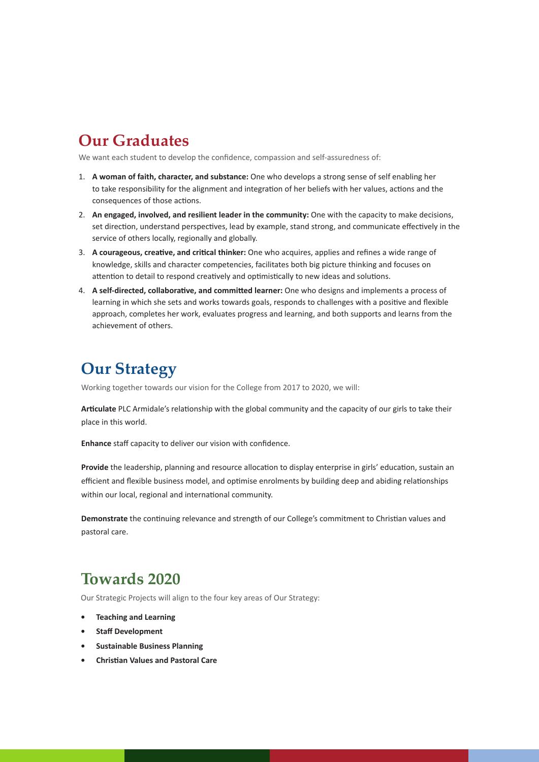## Our Graduates

We want each student to develop the confidence, compassion and self-assuredness of:

1. **A woman of faith, character, and substance:** One who develops a strong sense of self enabling her to take responsibility for the alignment and integration of her beliefs with her values, actions and the consequences of those actions.
2. **An engaged, involved, and resilient leader in the community:** One with the capacity to make decisions, set direction, understand perspectives, lead by example, stand strong, and communicate effectively in the service of others locally, regionally and globally.
3. **A courageous, creative, and critical thinker:** One who acquires, applies and refines a wide range of knowledge, skills and character competencies, facilitates both big picture thinking and focuses on attention to detail to respond creatively and optimistically to new ideas and solutions.
4. **A self-directed, collaborative, and committed learner:** One who designs and implements a process of learning in which she sets and works towards goals, responds to challenges with a positive and flexible approach, completes her work, evaluates progress and learning, and both supports and learns from the achievement of others.

## Our Strategy

Working together towards our vision for the College from 2017 to 2020, we will:

**Articulate** PLC Armidale's relationship with the global community and the capacity of our girls to take their place in this world.

**Enhance** staff capacity to deliver our vision with confidence.

**Provide** the leadership, planning and resource allocation to display enterprise in girls' education, sustain an efficient and flexible business model, and optimise enrolments by building deep and abiding relationships within our local, regional and international community.

**Demonstrate** the continuing relevance and strength of our College's commitment to Christian values and pastoral care.

## Towards 2020

Our Strategic Projects will align to the four key areas of Our Strategy:

- **Teaching and Learning**
- **Staff Development**
- **Sustainable Business Planning**
- **Christian Values and Pastoral Care**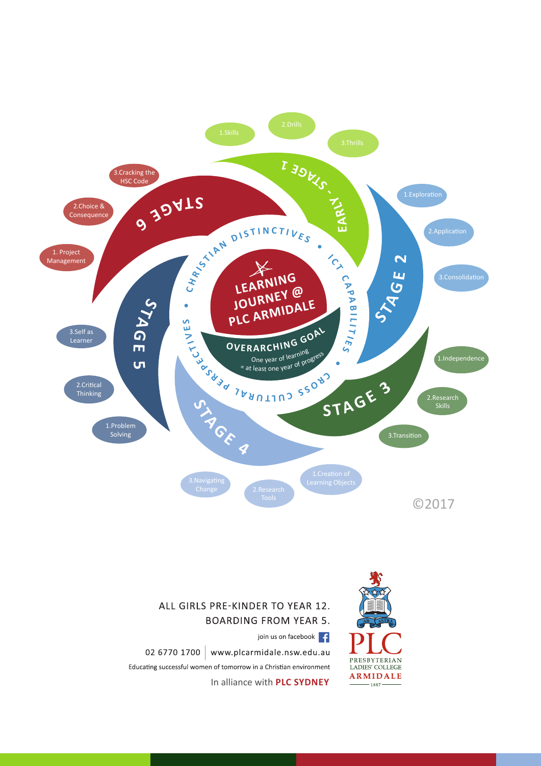LEARNING JOURNEY @ PLC ARMIDALE

OVERARCHING GOAL

One year of learning = at least one year of progress

CHRISTIAN DISTINCTIVES • ICT CAPABILITIES • CROSS CULTURAL PERSPECTIVES •

EARLY - STAGE 1

1.Skills

2.Drills

3.Thrills

STAGE 2

1.Exploration

2.Application

3.Consolidation

STAGE 3

1.Independence

2.Research Skills

3.Transition

STAGE 4

1.Creation of Learning Objects

2.Research Tools

3.Navigating Change

STAGE 5

1.Problem Solving

2.Critical Thinking

3.Self as Learner

STAGE 6

1. Project Management

2.Choice & Consequence

3.Cracking the HSC Code

©2017

ALL GIRLS PRE-KINDER TO YEAR 12.
BOARDING FROM YEAR 5.

join us on facebook

02 6770 1700 | www.plcarmidale.nsw.edu.au

Educating successful women of tomorrow in a Christian environment

In alliance with **PLC SYDNEY**

AD ASTRA

PLC
PRESBYTERIAN LADIES' COLLEGE
ARMIDALE
1887